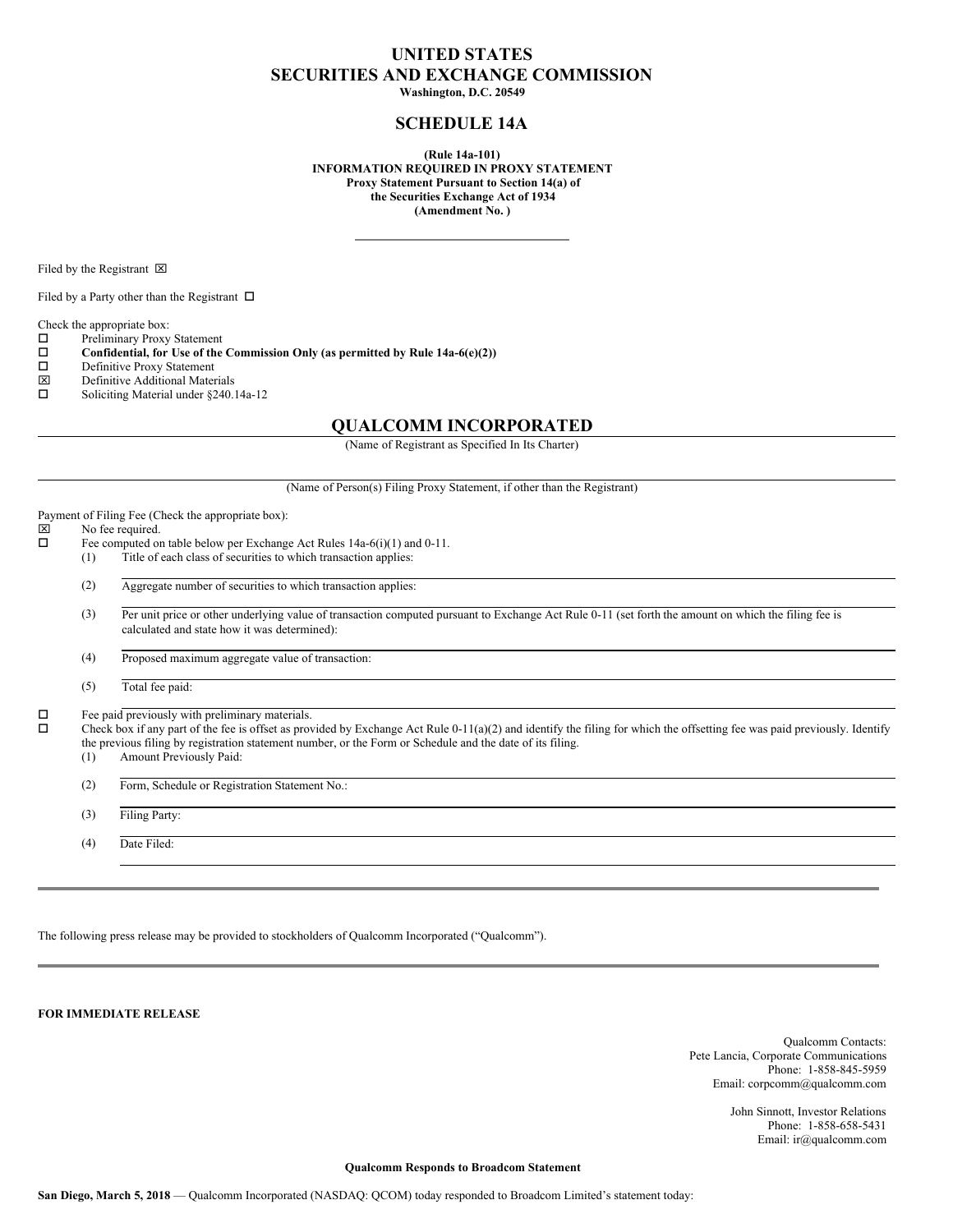# UNITED STATES
# SECURITIES AND EXCHANGE COMMISSION

**Washington, D.C. 20549**

## SCHEDULE 14A

**(Rule 14a-101)**
**INFORMATION REQUIRED IN PROXY STATEMENT**
**Proxy Statement Pursuant to Section 14(a) of**
**the Securities Exchange Act of 1934**
**(Amendment No. )**

---

Filed by the Registrant ☒

Filed by a Party other than the Registrant ☐

Check the appropriate box:

☐ Preliminary Proxy Statement
☐ **Confidential, for Use of the Commission Only (as permitted by Rule 14a-6(e)(2))**
☐ Definitive Proxy Statement
☒ Definitive Additional Materials
☐ Soliciting Material under §240.14a-12

## QUALCOMM INCORPORATED

(Name of Registrant as Specified In Its Charter)

---

(Name of Person(s) Filing Proxy Statement, if other than the Registrant)

Payment of Filing Fee (Check the appropriate box):

☒ No fee required.
☐ Fee computed on table below per Exchange Act Rules 14a-6(i)(1) and 0-11.

(1) Title of each class of securities to which transaction applies:

(2) Aggregate number of securities to which transaction applies:

(3) Per unit price or other underlying value of transaction computed pursuant to Exchange Act Rule 0-11 (set forth the amount on which the filing fee is calculated and state how it was determined):

(4) Proposed maximum aggregate value of transaction:

(5) Total fee paid:

☐ Fee paid previously with preliminary materials.
☐ Check box if any part of the fee is offset as provided by Exchange Act Rule 0-11(a)(2) and identify the filing for which the offsetting fee was paid previously. Identify the previous filing by registration statement number, or the Form or Schedule and the date of its filing.

(1) Amount Previously Paid:

(2) Form, Schedule or Registration Statement No.:

(3) Filing Party:

(4) Date Filed:

---

The following press release may be provided to stockholders of Qualcomm Incorporated ("Qualcomm").

---

**FOR IMMEDIATE RELEASE**

Qualcomm Contacts:
Pete Lancia, Corporate Communications
Phone: 1-858-845-5959
Email: corpcomm@qualcomm.com

John Sinnott, Investor Relations
Phone: 1-858-658-5431
Email: ir@qualcomm.com

**Qualcomm Responds to Broadcom Statement**

**San Diego, March 5, 2018** — Qualcomm Incorporated (NASDAQ: QCOM) today responded to Broadcom Limited's statement today: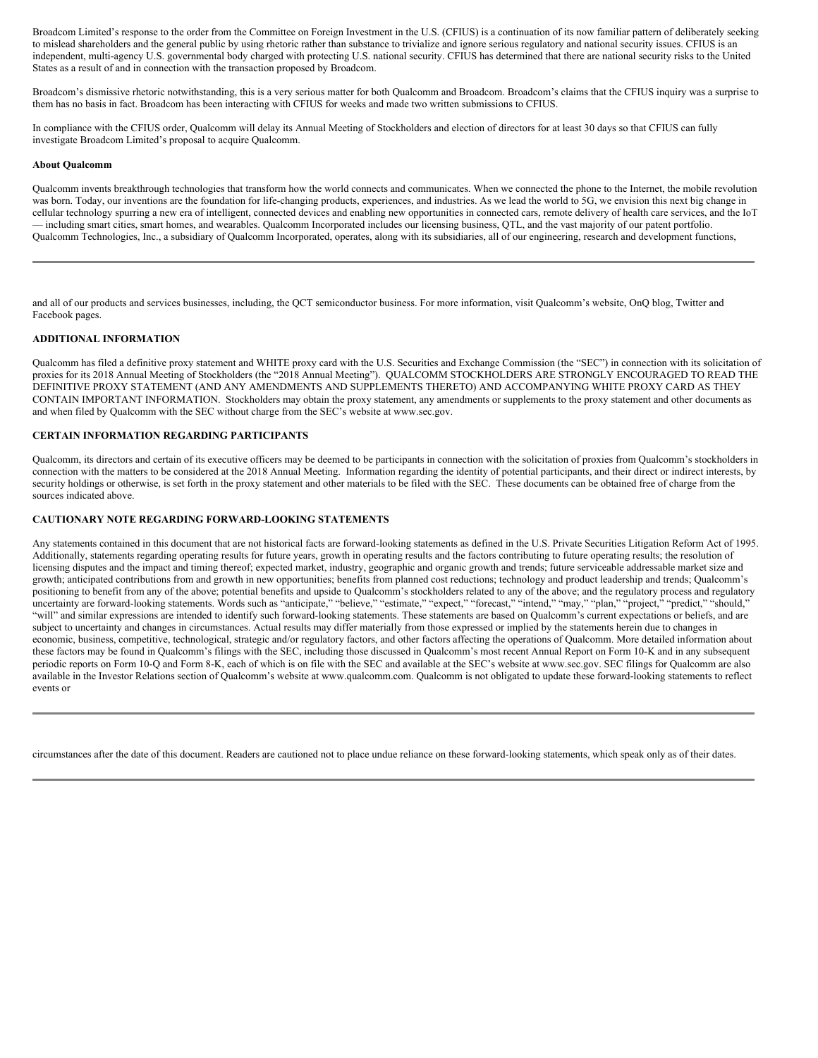Broadcom Limited's response to the order from the Committee on Foreign Investment in the U.S. (CFIUS) is a continuation of its now familiar pattern of deliberately seeking to mislead shareholders and the general public by using rhetoric rather than substance to trivialize and ignore serious regulatory and national security issues. CFIUS is an independent, multi-agency U.S. governmental body charged with protecting U.S. national security. CFIUS has determined that there are national security risks to the United States as a result of and in connection with the transaction proposed by Broadcom.

Broadcom's dismissive rhetoric notwithstanding, this is a very serious matter for both Qualcomm and Broadcom. Broadcom's claims that the CFIUS inquiry was a surprise to them has no basis in fact. Broadcom has been interacting with CFIUS for weeks and made two written submissions to CFIUS.

In compliance with the CFIUS order, Qualcomm will delay its Annual Meeting of Stockholders and election of directors for at least 30 days so that CFIUS can fully investigate Broadcom Limited's proposal to acquire Qualcomm.

**About Qualcomm**

Qualcomm invents breakthrough technologies that transform how the world connects and communicates. When we connected the phone to the Internet, the mobile revolution was born. Today, our inventions are the foundation for life-changing products, experiences, and industries. As we lead the world to 5G, we envision this next big change in cellular technology spurring a new era of intelligent, connected devices and enabling new opportunities in connected cars, remote delivery of health care services, and the IoT — including smart cities, smart homes, and wearables. Qualcomm Incorporated includes our licensing business, QTL, and the vast majority of our patent portfolio. Qualcomm Technologies, Inc., a subsidiary of Qualcomm Incorporated, operates, along with its subsidiaries, all of our engineering, research and development functions, and all of our products and services businesses, including, the QCT semiconductor business. For more information, visit Qualcomm's website, OnQ blog, Twitter and Facebook pages.

**ADDITIONAL INFORMATION**

Qualcomm has filed a definitive proxy statement and WHITE proxy card with the U.S. Securities and Exchange Commission (the "SEC") in connection with its solicitation of proxies for its 2018 Annual Meeting of Stockholders (the "2018 Annual Meeting"). QUALCOMM STOCKHOLDERS ARE STRONGLY ENCOURAGED TO READ THE DEFINITIVE PROXY STATEMENT (AND ANY AMENDMENTS AND SUPPLEMENTS THERETO) AND ACCOMPANYING WHITE PROXY CARD AS THEY CONTAIN IMPORTANT INFORMATION. Stockholders may obtain the proxy statement, any amendments or supplements to the proxy statement and other documents as and when filed by Qualcomm with the SEC without charge from the SEC's website at www.sec.gov.

**CERTAIN INFORMATION REGARDING PARTICIPANTS**

Qualcomm, its directors and certain of its executive officers may be deemed to be participants in connection with the solicitation of proxies from Qualcomm's stockholders in connection with the matters to be considered at the 2018 Annual Meeting. Information regarding the identity of potential participants, and their direct or indirect interests, by security holdings or otherwise, is set forth in the proxy statement and other materials to be filed with the SEC. These documents can be obtained free of charge from the sources indicated above.

**CAUTIONARY NOTE REGARDING FORWARD-LOOKING STATEMENTS**

Any statements contained in this document that are not historical facts are forward-looking statements as defined in the U.S. Private Securities Litigation Reform Act of 1995. Additionally, statements regarding operating results for future years, growth in operating results and the factors contributing to future operating results; the resolution of licensing disputes and the impact and timing thereof; expected market, industry, geographic and organic growth and trends; future serviceable addressable market size and growth; anticipated contributions from and growth in new opportunities; benefits from planned cost reductions; technology and product leadership and trends; Qualcomm's positioning to benefit from any of the above; potential benefits and upside to Qualcomm's stockholders related to any of the above; and the regulatory process and regulatory uncertainty are forward-looking statements. Words such as "anticipate," "believe," "estimate," "expect," "forecast," "intend," "may," "plan," "project," "predict," "should," "will" and similar expressions are intended to identify such forward-looking statements. These statements are based on Qualcomm's current expectations or beliefs, and are subject to uncertainty and changes in circumstances. Actual results may differ materially from those expressed or implied by the statements herein due to changes in economic, business, competitive, technological, strategic and/or regulatory factors, and other factors affecting the operations of Qualcomm. More detailed information about these factors may be found in Qualcomm's filings with the SEC, including those discussed in Qualcomm's most recent Annual Report on Form 10-K and in any subsequent periodic reports on Form 10-Q and Form 8-K, each of which is on file with the SEC and available at the SEC's website at www.sec.gov. SEC filings for Qualcomm are also available in the Investor Relations section of Qualcomm's website at www.qualcomm.com. Qualcomm is not obligated to update these forward-looking statements to reflect events or circumstances after the date of this document. Readers are cautioned not to place undue reliance on these forward-looking statements, which speak only as of their dates.